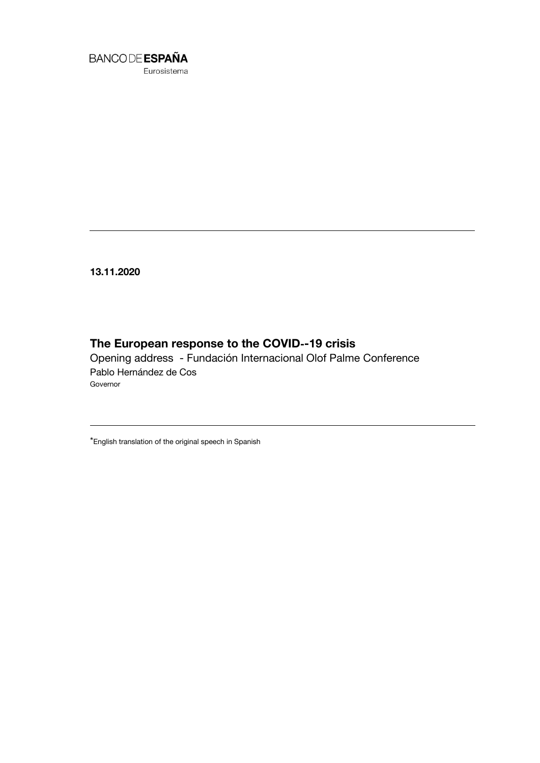BANCO DE **ESPAÑA**
Eurosistema

**13.11.2020**

# The European response to the COVID--19 crisis

Opening address - Fundación Internacional Olof Palme Conference

Pablo Hernández de Cos

Governor

*English translation of the original speech in Spanish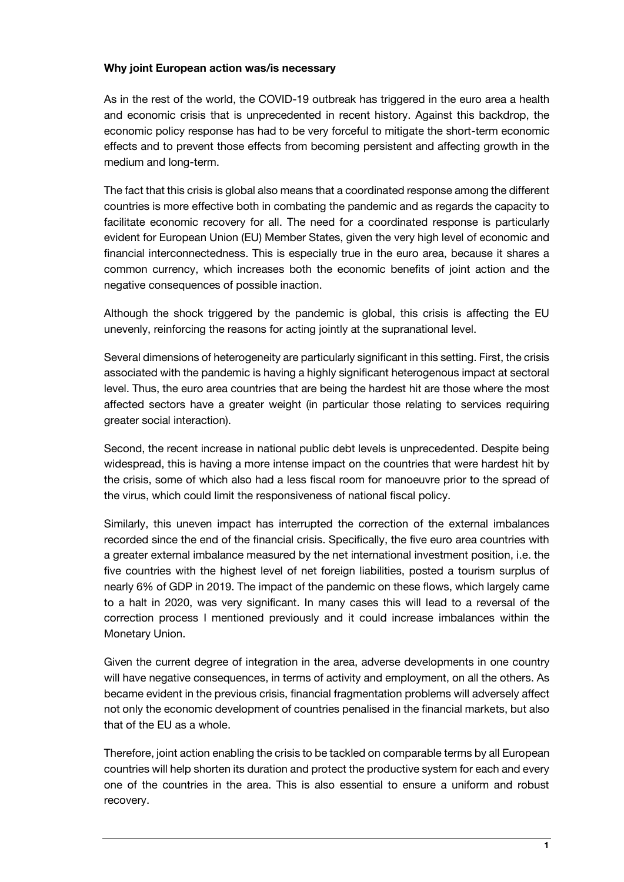**Why joint European action was/is necessary**

As in the rest of the world, the COVID-19 outbreak has triggered in the euro area a health and economic crisis that is unprecedented in recent history. Against this backdrop, the economic policy response has had to be very forceful to mitigate the short-term economic effects and to prevent those effects from becoming persistent and affecting growth in the medium and long-term.

The fact that this crisis is global also means that a coordinated response among the different countries is more effective both in combating the pandemic and as regards the capacity to facilitate economic recovery for all. The need for a coordinated response is particularly evident for European Union (EU) Member States, given the very high level of economic and financial interconnectedness. This is especially true in the euro area, because it shares a common currency, which increases both the economic benefits of joint action and the negative consequences of possible inaction.

Although the shock triggered by the pandemic is global, this crisis is affecting the EU unevenly, reinforcing the reasons for acting jointly at the supranational level.

Several dimensions of heterogeneity are particularly significant in this setting. First, the crisis associated with the pandemic is having a highly significant heterogenous impact at sectoral level. Thus, the euro area countries that are being the hardest hit are those where the most affected sectors have a greater weight (in particular those relating to services requiring greater social interaction).

Second, the recent increase in national public debt levels is unprecedented. Despite being widespread, this is having a more intense impact on the countries that were hardest hit by the crisis, some of which also had a less fiscal room for manoeuvre prior to the spread of the virus, which could limit the responsiveness of national fiscal policy.

Similarly, this uneven impact has interrupted the correction of the external imbalances recorded since the end of the financial crisis. Specifically, the five euro area countries with a greater external imbalance measured by the net international investment position, i.e. the five countries with the highest level of net foreign liabilities, posted a tourism surplus of nearly 6% of GDP in 2019. The impact of the pandemic on these flows, which largely came to a halt in 2020, was very significant. In many cases this will lead to a reversal of the correction process I mentioned previously and it could increase imbalances within the Monetary Union.

Given the current degree of integration in the area, adverse developments in one country will have negative consequences, in terms of activity and employment, on all the others. As became evident in the previous crisis, financial fragmentation problems will adversely affect not only the economic development of countries penalised in the financial markets, but also that of the EU as a whole.

Therefore, joint action enabling the crisis to be tackled on comparable terms by all European countries will help shorten its duration and protect the productive system for each and every one of the countries in the area. This is also essential to ensure a uniform and robust recovery.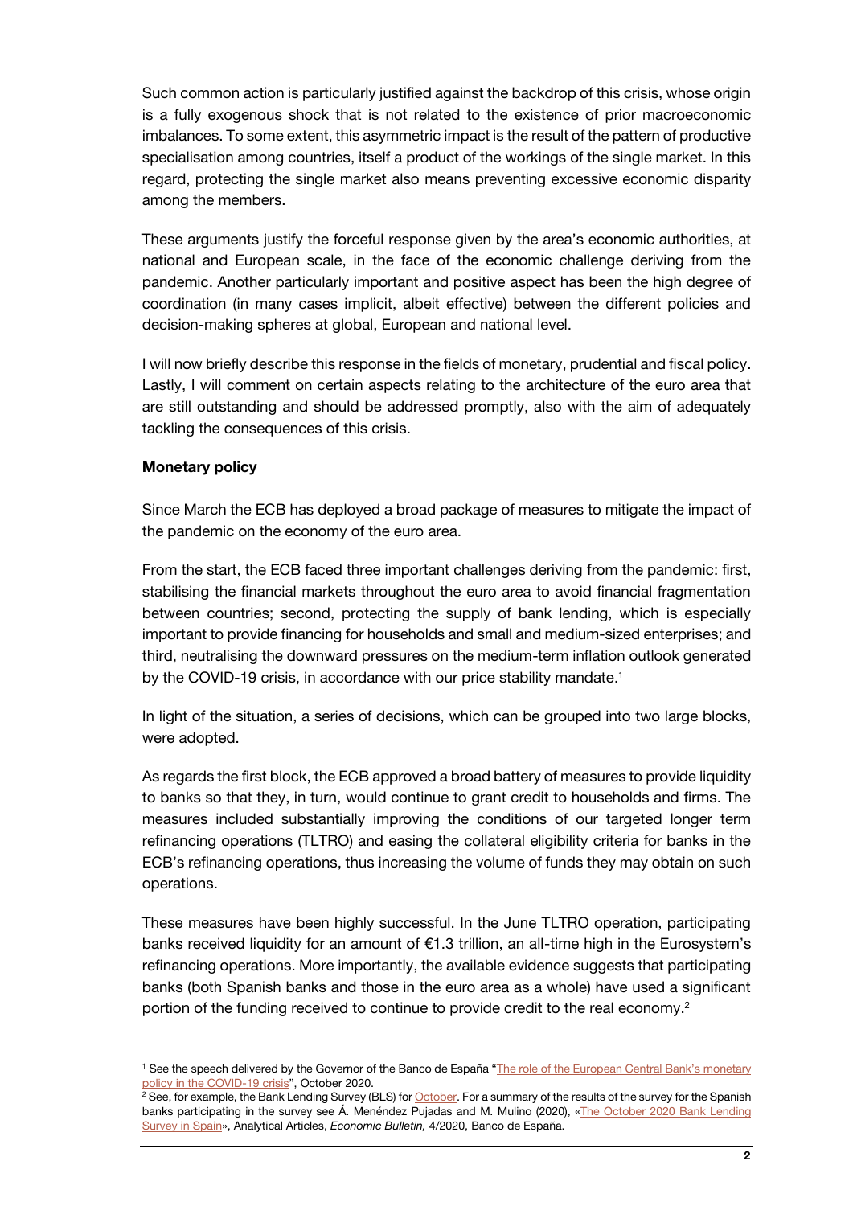Such common action is particularly justified against the backdrop of this crisis, whose origin is a fully exogenous shock that is not related to the existence of prior macroeconomic imbalances. To some extent, this asymmetric impact is the result of the pattern of productive specialisation among countries, itself a product of the workings of the single market. In this regard, protecting the single market also means preventing excessive economic disparity among the members.

These arguments justify the forceful response given by the area's economic authorities, at national and European scale, in the face of the economic challenge deriving from the pandemic. Another particularly important and positive aspect has been the high degree of coordination (in many cases implicit, albeit effective) between the different policies and decision-making spheres at global, European and national level.

I will now briefly describe this response in the fields of monetary, prudential and fiscal policy. Lastly, I will comment on certain aspects relating to the architecture of the euro area that are still outstanding and should be addressed promptly, also with the aim of adequately tackling the consequences of this crisis.

**Monetary policy**

Since March the ECB has deployed a broad package of measures to mitigate the impact of the pandemic on the economy of the euro area.

From the start, the ECB faced three important challenges deriving from the pandemic: first, stabilising the financial markets throughout the euro area to avoid financial fragmentation between countries; second, protecting the supply of bank lending, which is especially important to provide financing for households and small and medium-sized enterprises; and third, neutralising the downward pressures on the medium-term inflation outlook generated by the COVID-19 crisis, in accordance with our price stability mandate.[1]

In light of the situation, a series of decisions, which can be grouped into two large blocks, were adopted.

As regards the first block, the ECB approved a broad battery of measures to provide liquidity to banks so that they, in turn, would continue to grant credit to households and firms. The measures included substantially improving the conditions of our targeted longer term refinancing operations (TLTRO) and easing the collateral eligibility criteria for banks in the ECB's refinancing operations, thus increasing the volume of funds they may obtain on such operations.

These measures have been highly successful. In the June TLTRO operation, participating banks received liquidity for an amount of €1.3 trillion, an all-time high in the Eurosystem's refinancing operations. More importantly, the available evidence suggests that participating banks (both Spanish banks and those in the euro area as a whole) have used a significant portion of the funding received to continue to provide credit to the real economy.[2]

---

[1] See the speech delivered by the Governor of the Banco de España "The role of the European Central Bank's monetary policy in the COVID-19 crisis", October 2020.

[2] See, for example, the Bank Lending Survey (BLS) for October. For a summary of the results of the survey for the Spanish banks participating in the survey see Á. Menéndez Pujadas and M. Mulino (2020), «The October 2020 Bank Lending Survey in Spain», Analytical Articles, *Economic Bulletin,* 4/2020, Banco de España.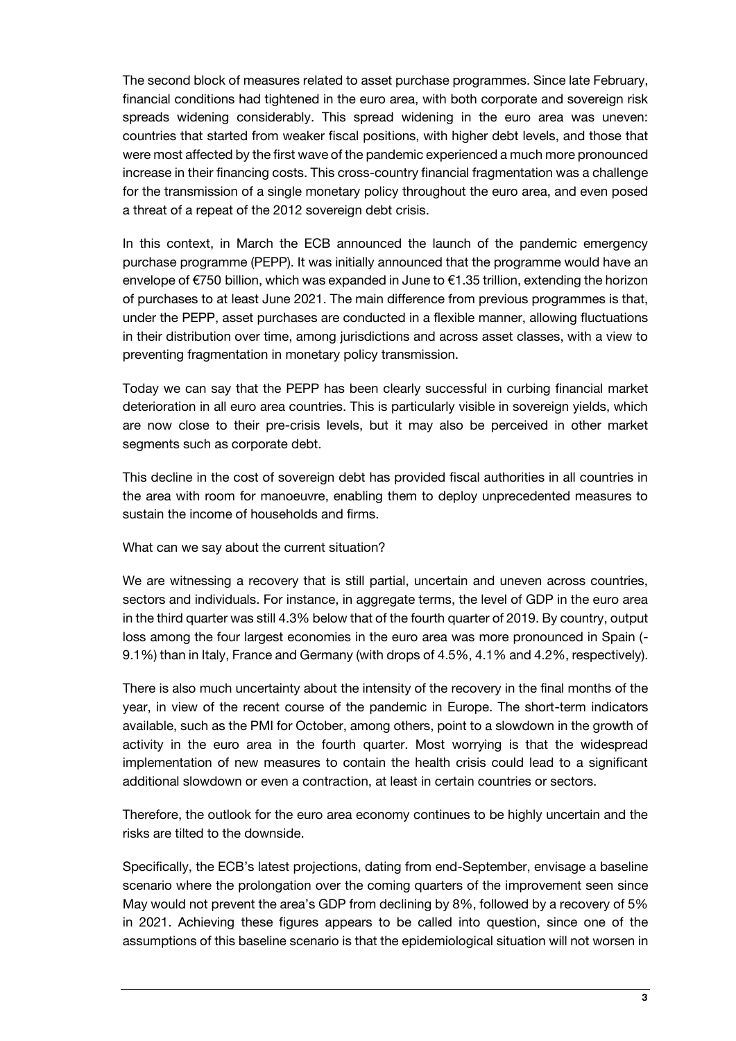The second block of measures related to asset purchase programmes. Since late February, financial conditions had tightened in the euro area, with both corporate and sovereign risk spreads widening considerably. This spread widening in the euro area was uneven: countries that started from weaker fiscal positions, with higher debt levels, and those that were most affected by the first wave of the pandemic experienced a much more pronounced increase in their financing costs. This cross-country financial fragmentation was a challenge for the transmission of a single monetary policy throughout the euro area, and even posed a threat of a repeat of the 2012 sovereign debt crisis.

In this context, in March the ECB announced the launch of the pandemic emergency purchase programme (PEPP). It was initially announced that the programme would have an envelope of €750 billion, which was expanded in June to €1.35 trillion, extending the horizon of purchases to at least June 2021. The main difference from previous programmes is that, under the PEPP, asset purchases are conducted in a flexible manner, allowing fluctuations in their distribution over time, among jurisdictions and across asset classes, with a view to preventing fragmentation in monetary policy transmission.

Today we can say that the PEPP has been clearly successful in curbing financial market deterioration in all euro area countries. This is particularly visible in sovereign yields, which are now close to their pre-crisis levels, but it may also be perceived in other market segments such as corporate debt.

This decline in the cost of sovereign debt has provided fiscal authorities in all countries in the area with room for manoeuvre, enabling them to deploy unprecedented measures to sustain the income of households and firms.

What can we say about the current situation?

We are witnessing a recovery that is still partial, uncertain and uneven across countries, sectors and individuals. For instance, in aggregate terms, the level of GDP in the euro area in the third quarter was still 4.3% below that of the fourth quarter of 2019. By country, output loss among the four largest economies in the euro area was more pronounced in Spain (-9.1%) than in Italy, France and Germany (with drops of 4.5%, 4.1% and 4.2%, respectively).

There is also much uncertainty about the intensity of the recovery in the final months of the year, in view of the recent course of the pandemic in Europe. The short-term indicators available, such as the PMI for October, among others, point to a slowdown in the growth of activity in the euro area in the fourth quarter. Most worrying is that the widespread implementation of new measures to contain the health crisis could lead to a significant additional slowdown or even a contraction, at least in certain countries or sectors.

Therefore, the outlook for the euro area economy continues to be highly uncertain and the risks are tilted to the downside.

Specifically, the ECB's latest projections, dating from end-September, envisage a baseline scenario where the prolongation over the coming quarters of the improvement seen since May would not prevent the area's GDP from declining by 8%, followed by a recovery of 5% in 2021. Achieving these figures appears to be called into question, since one of the assumptions of this baseline scenario is that the epidemiological situation will not worsen in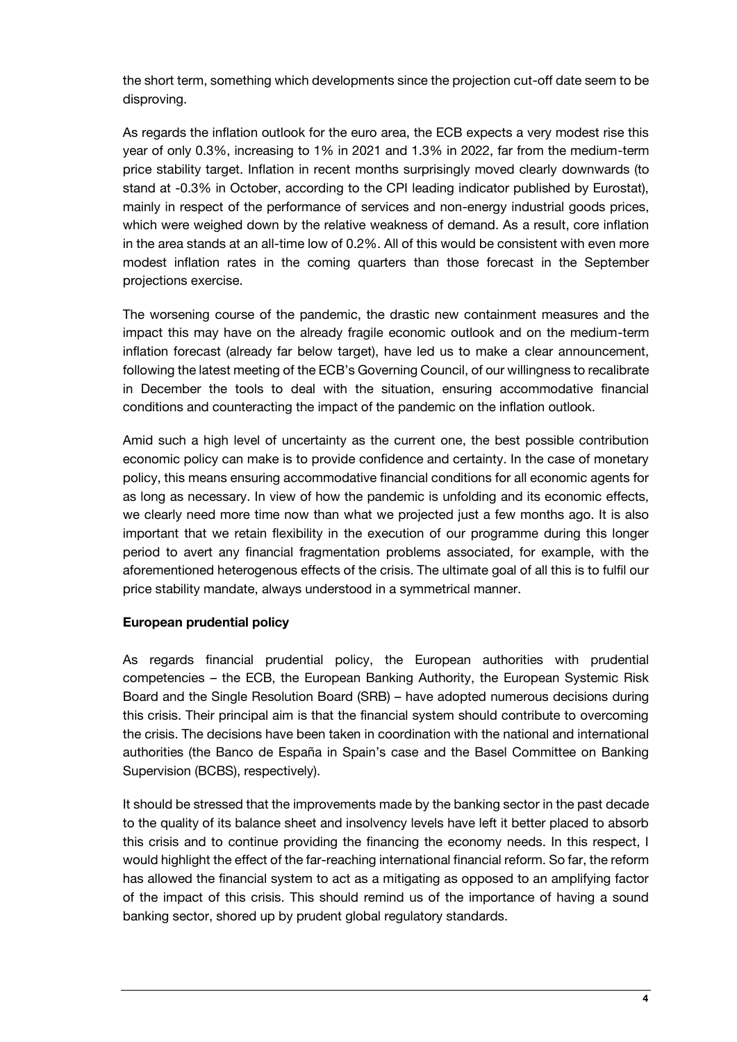the short term, something which developments since the projection cut-off date seem to be disproving.

As regards the inflation outlook for the euro area, the ECB expects a very modest rise this year of only 0.3%, increasing to 1% in 2021 and 1.3% in 2022, far from the medium-term price stability target. Inflation in recent months surprisingly moved clearly downwards (to stand at -0.3% in October, according to the CPI leading indicator published by Eurostat), mainly in respect of the performance of services and non-energy industrial goods prices, which were weighed down by the relative weakness of demand. As a result, core inflation in the area stands at an all-time low of 0.2%. All of this would be consistent with even more modest inflation rates in the coming quarters than those forecast in the September projections exercise.

The worsening course of the pandemic, the drastic new containment measures and the impact this may have on the already fragile economic outlook and on the medium-term inflation forecast (already far below target), have led us to make a clear announcement, following the latest meeting of the ECB's Governing Council, of our willingness to recalibrate in December the tools to deal with the situation, ensuring accommodative financial conditions and counteracting the impact of the pandemic on the inflation outlook.

Amid such a high level of uncertainty as the current one, the best possible contribution economic policy can make is to provide confidence and certainty. In the case of monetary policy, this means ensuring accommodative financial conditions for all economic agents for as long as necessary. In view of how the pandemic is unfolding and its economic effects, we clearly need more time now than what we projected just a few months ago. It is also important that we retain flexibility in the execution of our programme during this longer period to avert any financial fragmentation problems associated, for example, with the aforementioned heterogenous effects of the crisis. The ultimate goal of all this is to fulfil our price stability mandate, always understood in a symmetrical manner.

**European prudential policy**

As regards financial prudential policy, the European authorities with prudential competencies – the ECB, the European Banking Authority, the European Systemic Risk Board and the Single Resolution Board (SRB) – have adopted numerous decisions during this crisis. Their principal aim is that the financial system should contribute to overcoming the crisis. The decisions have been taken in coordination with the national and international authorities (the Banco de España in Spain's case and the Basel Committee on Banking Supervision (BCBS), respectively).

It should be stressed that the improvements made by the banking sector in the past decade to the quality of its balance sheet and insolvency levels have left it better placed to absorb this crisis and to continue providing the financing the economy needs. In this respect, I would highlight the effect of the far-reaching international financial reform. So far, the reform has allowed the financial system to act as a mitigating as opposed to an amplifying factor of the impact of this crisis. This should remind us of the importance of having a sound banking sector, shored up by prudent global regulatory standards.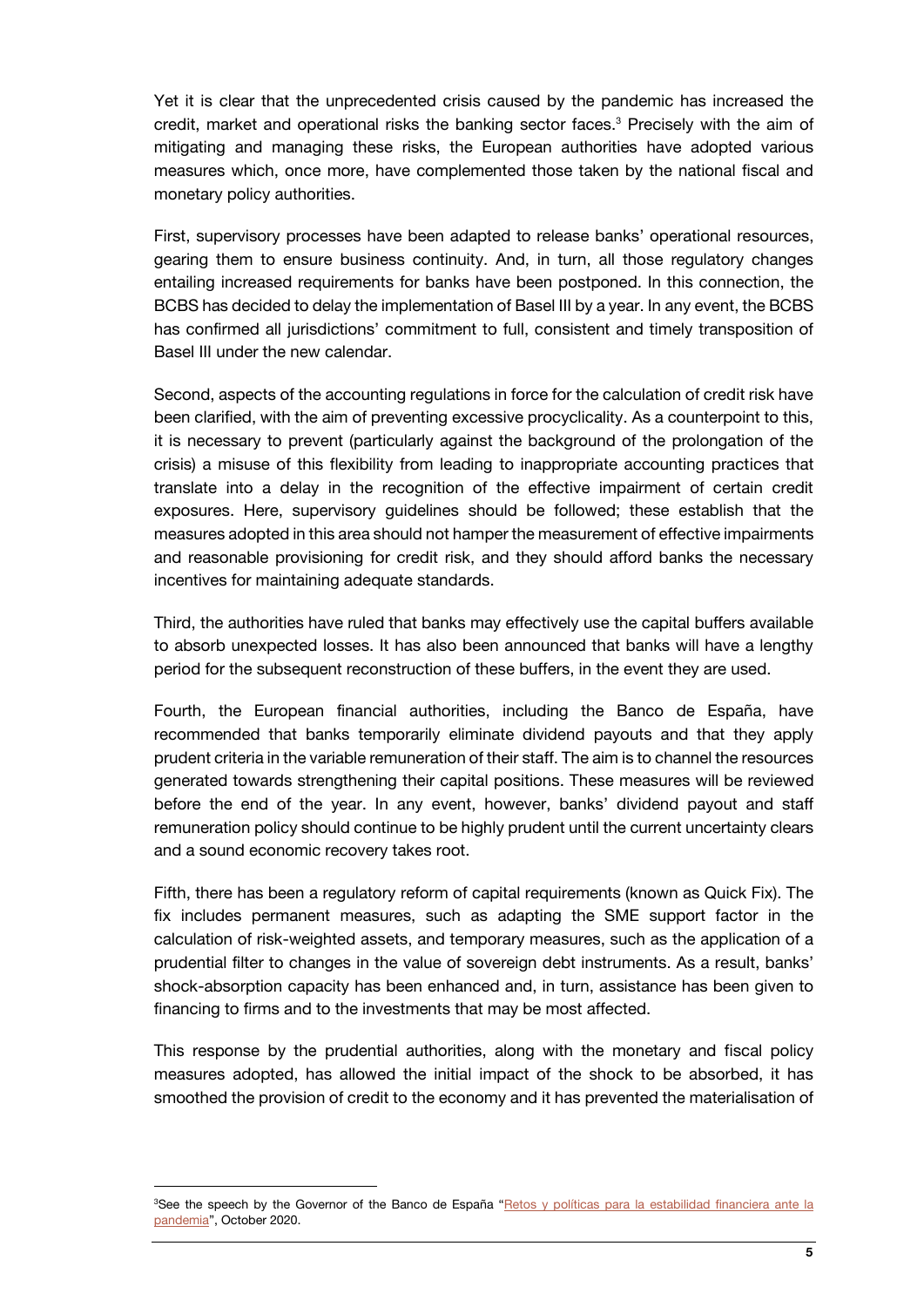Yet it is clear that the unprecedented crisis caused by the pandemic has increased the credit, market and operational risks the banking sector faces.[3] Precisely with the aim of mitigating and managing these risks, the European authorities have adopted various measures which, once more, have complemented those taken by the national fiscal and monetary policy authorities.

First, supervisory processes have been adapted to release banks' operational resources, gearing them to ensure business continuity. And, in turn, all those regulatory changes entailing increased requirements for banks have been postponed. In this connection, the BCBS has decided to delay the implementation of Basel III by a year. In any event, the BCBS has confirmed all jurisdictions' commitment to full, consistent and timely transposition of Basel III under the new calendar.

Second, aspects of the accounting regulations in force for the calculation of credit risk have been clarified, with the aim of preventing excessive procyclicality. As a counterpoint to this, it is necessary to prevent (particularly against the background of the prolongation of the crisis) a misuse of this flexibility from leading to inappropriate accounting practices that translate into a delay in the recognition of the effective impairment of certain credit exposures. Here, supervisory guidelines should be followed; these establish that the measures adopted in this area should not hamper the measurement of effective impairments and reasonable provisioning for credit risk, and they should afford banks the necessary incentives for maintaining adequate standards.

Third, the authorities have ruled that banks may effectively use the capital buffers available to absorb unexpected losses. It has also been announced that banks will have a lengthy period for the subsequent reconstruction of these buffers, in the event they are used.

Fourth, the European financial authorities, including the Banco de España, have recommended that banks temporarily eliminate dividend payouts and that they apply prudent criteria in the variable remuneration of their staff. The aim is to channel the resources generated towards strengthening their capital positions. These measures will be reviewed before the end of the year. In any event, however, banks' dividend payout and staff remuneration policy should continue to be highly prudent until the current uncertainty clears and a sound economic recovery takes root.

Fifth, there has been a regulatory reform of capital requirements (known as Quick Fix). The fix includes permanent measures, such as adapting the SME support factor in the calculation of risk-weighted assets, and temporary measures, such as the application of a prudential filter to changes in the value of sovereign debt instruments. As a result, banks' shock-absorption capacity has been enhanced and, in turn, assistance has been given to financing to firms and to the investments that may be most affected.

This response by the prudential authorities, along with the monetary and fiscal policy measures adopted, has allowed the initial impact of the shock to be absorbed, it has smoothed the provision of credit to the economy and it has prevented the materialisation of

---

[3] See the speech by the Governor of the Banco de España "Retos y políticas para la estabilidad financiera ante la pandemia", October 2020.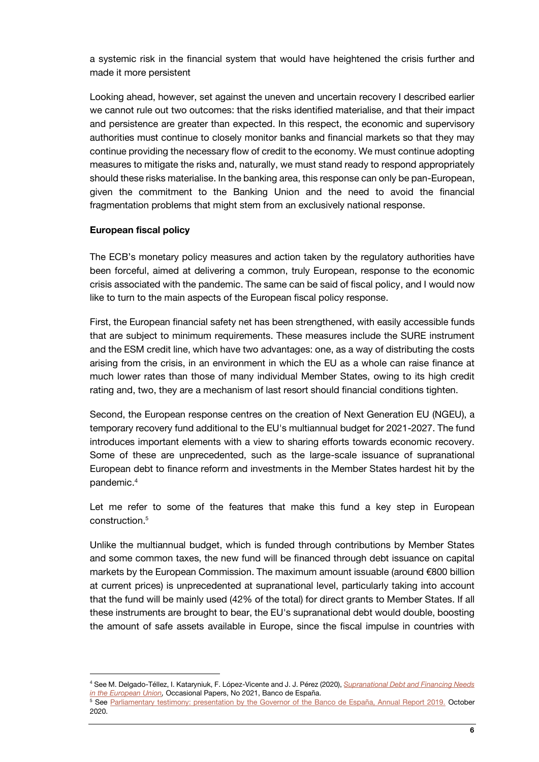a systemic risk in the financial system that would have heightened the crisis further and made it more persistent

Looking ahead, however, set against the uneven and uncertain recovery I described earlier we cannot rule out two outcomes: that the risks identified materialise, and that their impact and persistence are greater than expected. In this respect, the economic and supervisory authorities must continue to closely monitor banks and financial markets so that they may continue providing the necessary flow of credit to the economy. We must continue adopting measures to mitigate the risks and, naturally, we must stand ready to respond appropriately should these risks materialise. In the banking area, this response can only be pan-European, given the commitment to the Banking Union and the need to avoid the financial fragmentation problems that might stem from an exclusively national response.

**European fiscal policy**

The ECB's monetary policy measures and action taken by the regulatory authorities have been forceful, aimed at delivering a common, truly European, response to the economic crisis associated with the pandemic. The same can be said of fiscal policy, and I would now like to turn to the main aspects of the European fiscal policy response.

First, the European financial safety net has been strengthened, with easily accessible funds that are subject to minimum requirements. These measures include the SURE instrument and the ESM credit line, which have two advantages: one, as a way of distributing the costs arising from the crisis, in an environment in which the EU as a whole can raise finance at much lower rates than those of many individual Member States, owing to its high credit rating and, two, they are a mechanism of last resort should financial conditions tighten.

Second, the European response centres on the creation of Next Generation EU (NGEU), a temporary recovery fund additional to the EU's multiannual budget for 2021-2027. The fund introduces important elements with a view to sharing efforts towards economic recovery. Some of these are unprecedented, such as the large-scale issuance of supranational European debt to finance reform and investments in the Member States hardest hit by the pandemic.[4]

Let me refer to some of the features that make this fund a key step in European construction.[5]

Unlike the multiannual budget, which is funded through contributions by Member States and some common taxes, the new fund will be financed through debt issuance on capital markets by the European Commission. The maximum amount issuable (around €800 billion at current prices) is unprecedented at supranational level, particularly taking into account that the fund will be mainly used (42% of the total) for direct grants to Member States. If all these instruments are brought to bear, the EU's supranational debt would double, boosting the amount of safe assets available in Europe, since the fiscal impulse in countries with

---

[4] See M. Delgado-Téllez, I. Kataryniuk, F. López-Vicente and J. J. Pérez (2020), *Supranational Debt and Financing Needs in the European Union,* Occasional Papers, No 2021, Banco de España.

[5] See Parliamentary testimony: presentation by the Governor of the Banco de España, Annual Report 2019. October 2020.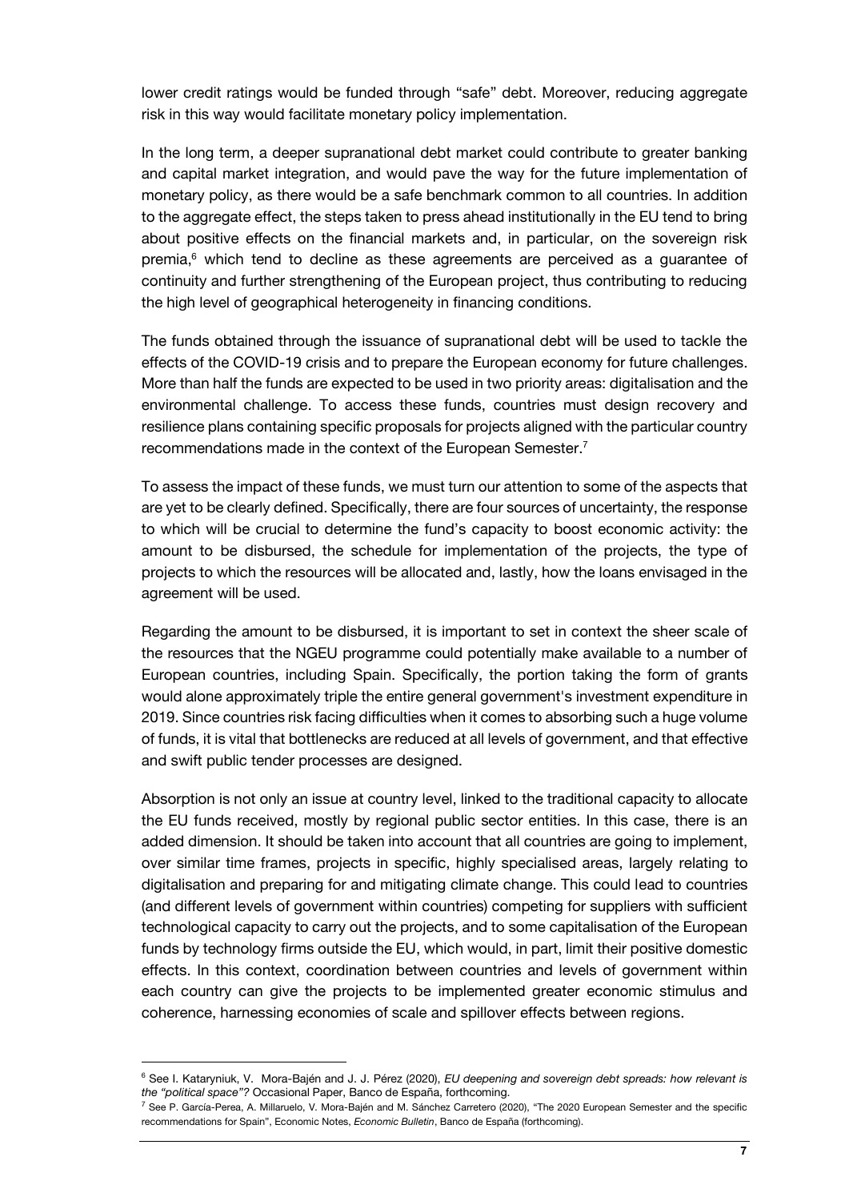lower credit ratings would be funded through "safe" debt. Moreover, reducing aggregate risk in this way would facilitate monetary policy implementation.

In the long term, a deeper supranational debt market could contribute to greater banking and capital market integration, and would pave the way for the future implementation of monetary policy, as there would be a safe benchmark common to all countries. In addition to the aggregate effect, the steps taken to press ahead institutionally in the EU tend to bring about positive effects on the financial markets and, in particular, on the sovereign risk premia,[6] which tend to decline as these agreements are perceived as a guarantee of continuity and further strengthening of the European project, thus contributing to reducing the high level of geographical heterogeneity in financing conditions.

The funds obtained through the issuance of supranational debt will be used to tackle the effects of the COVID-19 crisis and to prepare the European economy for future challenges. More than half the funds are expected to be used in two priority areas: digitalisation and the environmental challenge. To access these funds, countries must design recovery and resilience plans containing specific proposals for projects aligned with the particular country recommendations made in the context of the European Semester.[7]

To assess the impact of these funds, we must turn our attention to some of the aspects that are yet to be clearly defined. Specifically, there are four sources of uncertainty, the response to which will be crucial to determine the fund's capacity to boost economic activity: the amount to be disbursed, the schedule for implementation of the projects, the type of projects to which the resources will be allocated and, lastly, how the loans envisaged in the agreement will be used.

Regarding the amount to be disbursed, it is important to set in context the sheer scale of the resources that the NGEU programme could potentially make available to a number of European countries, including Spain. Specifically, the portion taking the form of grants would alone approximately triple the entire general government's investment expenditure in 2019. Since countries risk facing difficulties when it comes to absorbing such a huge volume of funds, it is vital that bottlenecks are reduced at all levels of government, and that effective and swift public tender processes are designed.

Absorption is not only an issue at country level, linked to the traditional capacity to allocate the EU funds received, mostly by regional public sector entities. In this case, there is an added dimension. It should be taken into account that all countries are going to implement, over similar time frames, projects in specific, highly specialised areas, largely relating to digitalisation and preparing for and mitigating climate change. This could lead to countries (and different levels of government within countries) competing for suppliers with sufficient technological capacity to carry out the projects, and to some capitalisation of the European funds by technology firms outside the EU, which would, in part, limit their positive domestic effects. In this context, coordination between countries and levels of government within each country can give the projects to be implemented greater economic stimulus and coherence, harnessing economies of scale and spillover effects between regions.

---

[6] See I. Kataryniuk, V. Mora-Bajén and J. J. Pérez (2020), *EU deepening and sovereign debt spreads: how relevant is the "political space"?* Occasional Paper, Banco de España, forthcoming.

[7] See P. García-Perea, A. Millaruelo, V. Mora-Bajén and M. Sánchez Carretero (2020), "The 2020 European Semester and the specific recommendations for Spain", Economic Notes, *Economic Bulletin*, Banco de España (forthcoming).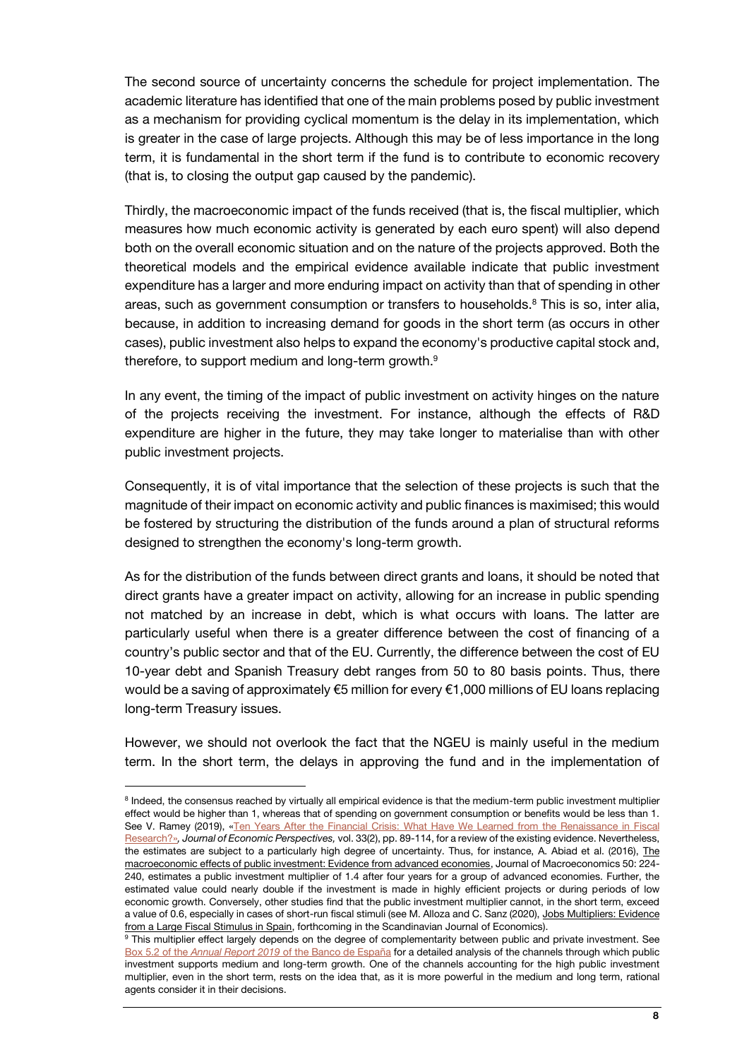The second source of uncertainty concerns the schedule for project implementation. The academic literature has identified that one of the main problems posed by public investment as a mechanism for providing cyclical momentum is the delay in its implementation, which is greater in the case of large projects. Although this may be of less importance in the long term, it is fundamental in the short term if the fund is to contribute to economic recovery (that is, to closing the output gap caused by the pandemic).

Thirdly, the macroeconomic impact of the funds received (that is, the fiscal multiplier, which measures how much economic activity is generated by each euro spent) will also depend both on the overall economic situation and on the nature of the projects approved. Both the theoretical models and the empirical evidence available indicate that public investment expenditure has a larger and more enduring impact on activity than that of spending in other areas, such as government consumption or transfers to households.[8] This is so, inter alia, because, in addition to increasing demand for goods in the short term (as occurs in other cases), public investment also helps to expand the economy's productive capital stock and, therefore, to support medium and long-term growth.[9]

In any event, the timing of the impact of public investment on activity hinges on the nature of the projects receiving the investment. For instance, although the effects of R&D expenditure are higher in the future, they may take longer to materialise than with other public investment projects.

Consequently, it is of vital importance that the selection of these projects is such that the magnitude of their impact on economic activity and public finances is maximised; this would be fostered by structuring the distribution of the funds around a plan of structural reforms designed to strengthen the economy's long-term growth.

As for the distribution of the funds between direct grants and loans, it should be noted that direct grants have a greater impact on activity, allowing for an increase in public spending not matched by an increase in debt, which is what occurs with loans. The latter are particularly useful when there is a greater difference between the cost of financing of a country's public sector and that of the EU. Currently, the difference between the cost of EU 10-year debt and Spanish Treasury debt ranges from 50 to 80 basis points. Thus, there would be a saving of approximately €5 million for every €1,000 millions of EU loans replacing long-term Treasury issues.

However, we should not overlook the fact that the NGEU is mainly useful in the medium term. In the short term, the delays in approving the fund and in the implementation of

---

[8] Indeed, the consensus reached by virtually all empirical evidence is that the medium-term public investment multiplier effect would be higher than 1, whereas that of spending on government consumption or benefits would be less than 1. See V. Ramey (2019), «Ten Years After the Financial Crisis: What Have We Learned from the Renaissance in Fiscal Research?», *Journal of Economic Perspectives,* vol. 33(2), pp. 89-114, for a review of the existing evidence. Nevertheless, the estimates are subject to a particularly high degree of uncertainty. Thus, for instance, A. Abiad et al. (2016), The macroeconomic effects of public investment: Evidence from advanced economies, Journal of Macroeconomics 50: 224-240, estimates a public investment multiplier of 1.4 after four years for a group of advanced economies. Further, the estimated value could nearly double if the investment is made in highly efficient projects or during periods of low economic growth. Conversely, other studies find that the public investment multiplier cannot, in the short term, exceed a value of 0.6, especially in cases of short-run fiscal stimuli (see M. Alloza and C. Sanz (2020), Jobs Multipliers: Evidence from a Large Fiscal Stimulus in Spain, forthcoming in the Scandinavian Journal of Economics).

[9] This multiplier effect largely depends on the degree of complementarity between public and private investment. See Box 5.2 of the *Annual Report 2019* of the Banco de España for a detailed analysis of the channels through which public investment supports medium and long-term growth. One of the channels accounting for the high public investment multiplier, even in the short term, rests on the idea that, as it is more powerful in the medium and long term, rational agents consider it in their decisions.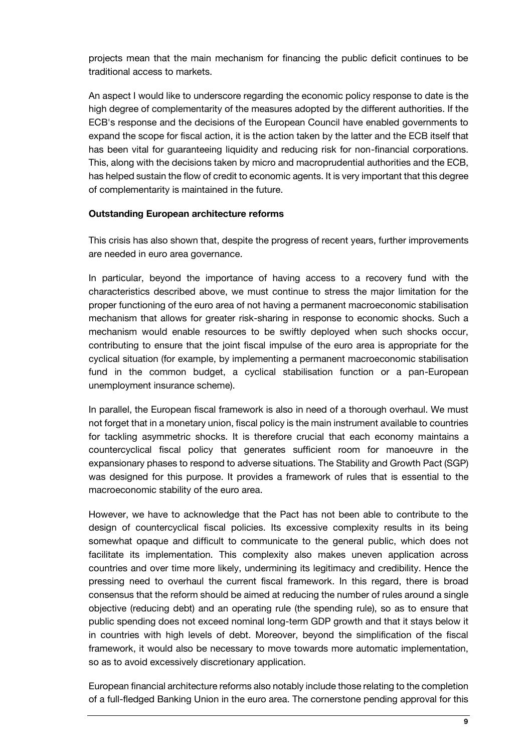projects mean that the main mechanism for financing the public deficit continues to be traditional access to markets.

An aspect I would like to underscore regarding the economic policy response to date is the high degree of complementarity of the measures adopted by the different authorities. If the ECB's response and the decisions of the European Council have enabled governments to expand the scope for fiscal action, it is the action taken by the latter and the ECB itself that has been vital for guaranteeing liquidity and reducing risk for non-financial corporations. This, along with the decisions taken by micro and macroprudential authorities and the ECB, has helped sustain the flow of credit to economic agents. It is very important that this degree of complementarity is maintained in the future.

**Outstanding European architecture reforms**

This crisis has also shown that, despite the progress of recent years, further improvements are needed in euro area governance.

In particular, beyond the importance of having access to a recovery fund with the characteristics described above, we must continue to stress the major limitation for the proper functioning of the euro area of not having a permanent macroeconomic stabilisation mechanism that allows for greater risk-sharing in response to economic shocks. Such a mechanism would enable resources to be swiftly deployed when such shocks occur, contributing to ensure that the joint fiscal impulse of the euro area is appropriate for the cyclical situation (for example, by implementing a permanent macroeconomic stabilisation fund in the common budget, a cyclical stabilisation function or a pan-European unemployment insurance scheme).

In parallel, the European fiscal framework is also in need of a thorough overhaul. We must not forget that in a monetary union, fiscal policy is the main instrument available to countries for tackling asymmetric shocks. It is therefore crucial that each economy maintains a countercyclical fiscal policy that generates sufficient room for manoeuvre in the expansionary phases to respond to adverse situations. The Stability and Growth Pact (SGP) was designed for this purpose. It provides a framework of rules that is essential to the macroeconomic stability of the euro area.

However, we have to acknowledge that the Pact has not been able to contribute to the design of countercyclical fiscal policies. Its excessive complexity results in its being somewhat opaque and difficult to communicate to the general public, which does not facilitate its implementation. This complexity also makes uneven application across countries and over time more likely, undermining its legitimacy and credibility. Hence the pressing need to overhaul the current fiscal framework. In this regard, there is broad consensus that the reform should be aimed at reducing the number of rules around a single objective (reducing debt) and an operating rule (the spending rule), so as to ensure that public spending does not exceed nominal long-term GDP growth and that it stays below it in countries with high levels of debt. Moreover, beyond the simplification of the fiscal framework, it would also be necessary to move towards more automatic implementation, so as to avoid excessively discretionary application.

European financial architecture reforms also notably include those relating to the completion of a full-fledged Banking Union in the euro area. The cornerstone pending approval for this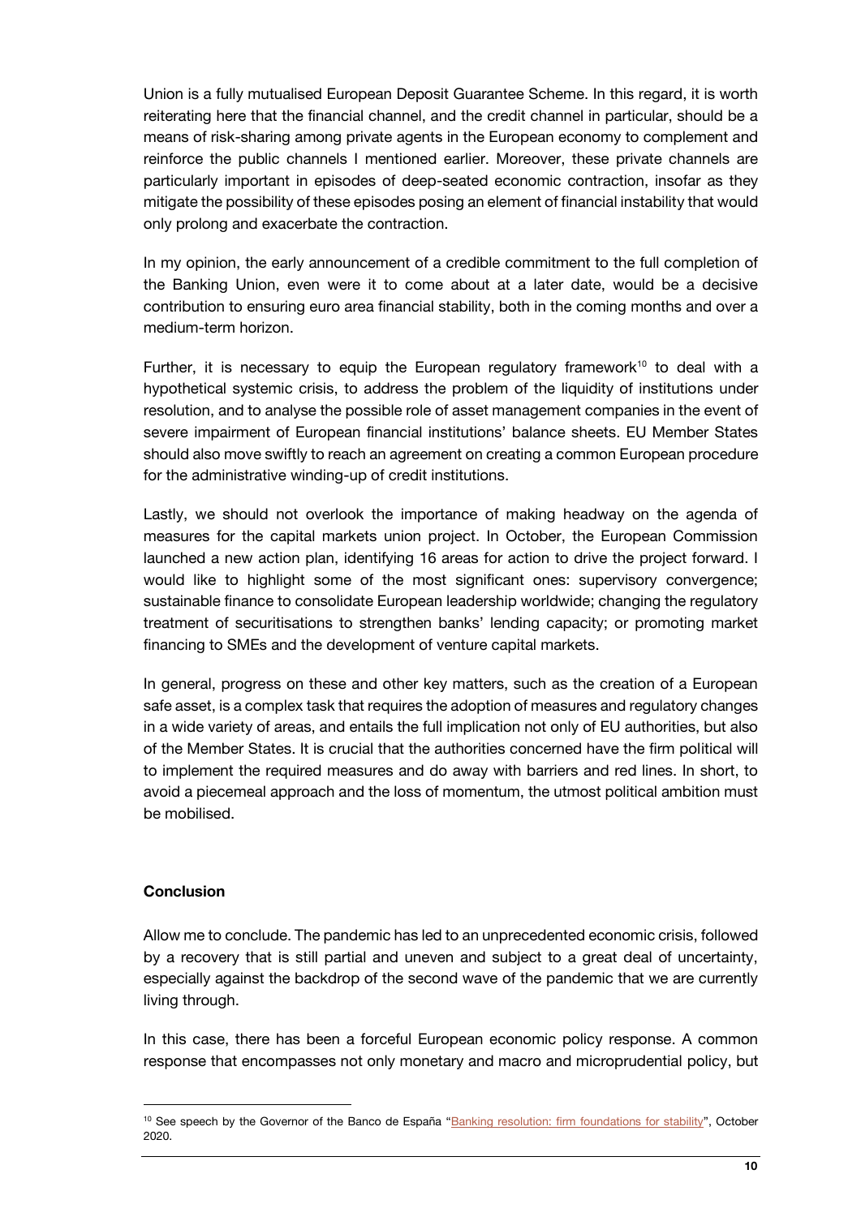Union is a fully mutualised European Deposit Guarantee Scheme. In this regard, it is worth reiterating here that the financial channel, and the credit channel in particular, should be a means of risk-sharing among private agents in the European economy to complement and reinforce the public channels I mentioned earlier. Moreover, these private channels are particularly important in episodes of deep-seated economic contraction, insofar as they mitigate the possibility of these episodes posing an element of financial instability that would only prolong and exacerbate the contraction.

In my opinion, the early announcement of a credible commitment to the full completion of the Banking Union, even were it to come about at a later date, would be a decisive contribution to ensuring euro area financial stability, both in the coming months and over a medium-term horizon.

Further, it is necessary to equip the European regulatory framework[10] to deal with a hypothetical systemic crisis, to address the problem of the liquidity of institutions under resolution, and to analyse the possible role of asset management companies in the event of severe impairment of European financial institutions' balance sheets. EU Member States should also move swiftly to reach an agreement on creating a common European procedure for the administrative winding-up of credit institutions.

Lastly, we should not overlook the importance of making headway on the agenda of measures for the capital markets union project. In October, the European Commission launched a new action plan, identifying 16 areas for action to drive the project forward. I would like to highlight some of the most significant ones: supervisory convergence; sustainable finance to consolidate European leadership worldwide; changing the regulatory treatment of securitisations to strengthen banks' lending capacity; or promoting market financing to SMEs and the development of venture capital markets.

In general, progress on these and other key matters, such as the creation of a European safe asset, is a complex task that requires the adoption of measures and regulatory changes in a wide variety of areas, and entails the full implication not only of EU authorities, but also of the Member States. It is crucial that the authorities concerned have the firm political will to implement the required measures and do away with barriers and red lines. In short, to avoid a piecemeal approach and the loss of momentum, the utmost political ambition must be mobilised.

**Conclusion**

Allow me to conclude. The pandemic has led to an unprecedented economic crisis, followed by a recovery that is still partial and uneven and subject to a great deal of uncertainty, especially against the backdrop of the second wave of the pandemic that we are currently living through.

In this case, there has been a forceful European economic policy response. A common response that encompasses not only monetary and macro and microprudential policy, but

[10] See speech by the Governor of the Banco de España "Banking resolution: firm foundations for stability", October 2020.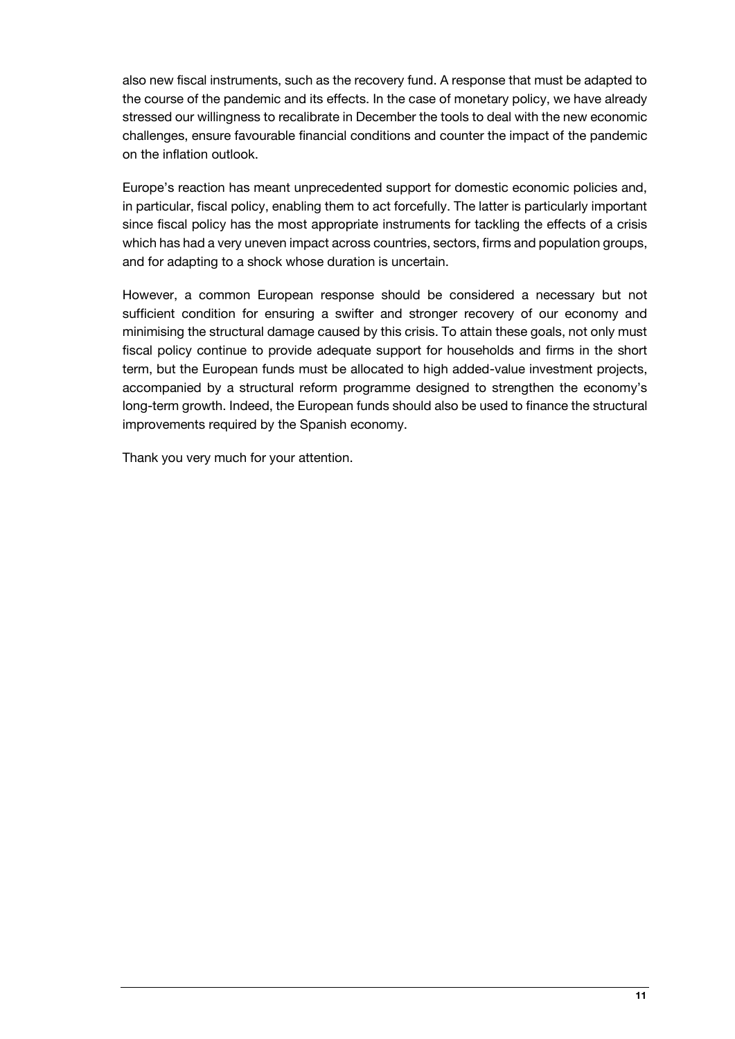also new fiscal instruments, such as the recovery fund. A response that must be adapted to the course of the pandemic and its effects. In the case of monetary policy, we have already stressed our willingness to recalibrate in December the tools to deal with the new economic challenges, ensure favourable financial conditions and counter the impact of the pandemic on the inflation outlook.

Europe's reaction has meant unprecedented support for domestic economic policies and, in particular, fiscal policy, enabling them to act forcefully. The latter is particularly important since fiscal policy has the most appropriate instruments for tackling the effects of a crisis which has had a very uneven impact across countries, sectors, firms and population groups, and for adapting to a shock whose duration is uncertain.

However, a common European response should be considered a necessary but not sufficient condition for ensuring a swifter and stronger recovery of our economy and minimising the structural damage caused by this crisis. To attain these goals, not only must fiscal policy continue to provide adequate support for households and firms in the short term, but the European funds must be allocated to high added-value investment projects, accompanied by a structural reform programme designed to strengthen the economy's long-term growth. Indeed, the European funds should also be used to finance the structural improvements required by the Spanish economy.

Thank you very much for your attention.